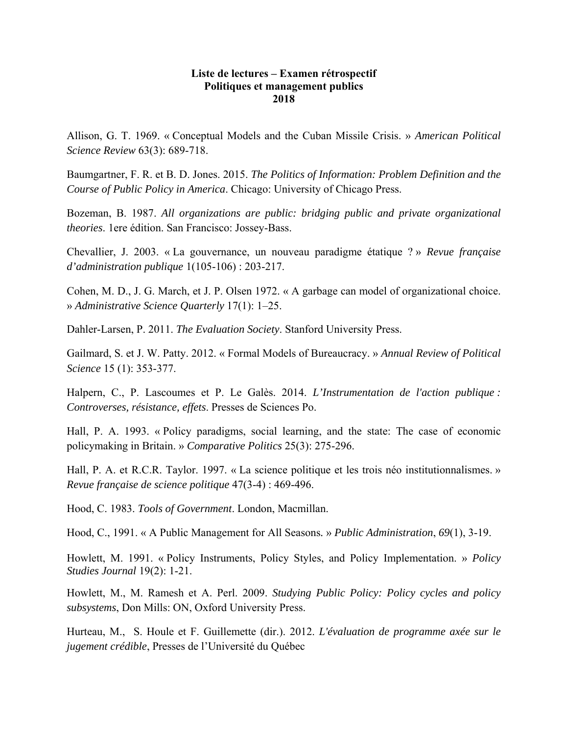**Liste de lectures – Examen rétrospectif**
**Politiques et management publics**
**2018**

Allison, G. T. 1969. « Conceptual Models and the Cuban Missile Crisis. » *American Political Science Review* 63(3): 689-718.

Baumgartner, F. R. et B. D. Jones. 2015. *The Politics of Information: Problem Definition and the Course of Public Policy in America*. Chicago: University of Chicago Press.

Bozeman, B. 1987. *All organizations are public: bridging public and private organizational theories*. 1ere édition. San Francisco: Jossey-Bass.

Chevallier, J. 2003. « La gouvernance, un nouveau paradigme étatique ? » *Revue française d'administration publique* 1(105-106) : 203-217.

Cohen, M. D., J. G. March, et J. P. Olsen 1972. « A garbage can model of organizational choice. » *Administrative Science Quarterly* 17(1): 1–25.

Dahler-Larsen, P. 2011. *The Evaluation Society*. Stanford University Press.

Gailmard, S. et J. W. Patty. 2012. « Formal Models of Bureaucracy. » *Annual Review of Political Science* 15 (1): 353-377.

Halpern, C., P. Lascoumes et P. Le Galès. 2014. *L'Instrumentation de l'action publique : Controverses, résistance, effets*. Presses de Sciences Po.

Hall, P. A. 1993. « Policy paradigms, social learning, and the state: The case of economic policymaking in Britain. » *Comparative Politics* 25(3): 275-296.

Hall, P. A. et R.C.R. Taylor. 1997. « La science politique et les trois néo institutionnalismes. » *Revue française de science politique* 47(3-4) : 469-496.

Hood, C. 1983. *Tools of Government*. London, Macmillan.

Hood, C., 1991. « A Public Management for All Seasons. » *Public Administration*, *69*(1), 3-19.

Howlett, M. 1991. « Policy Instruments, Policy Styles, and Policy Implementation. » *Policy Studies Journal* 19(2): 1-21.

Howlett, M., M. Ramesh et A. Perl. 2009. *Studying Public Policy: Policy cycles and policy subsystems*, Don Mills: ON, Oxford University Press.

Hurteau, M., S. Houle et F. Guillemette (dir.). 2012. *L'évaluation de programme axée sur le jugement crédible*, Presses de l'Université du Québec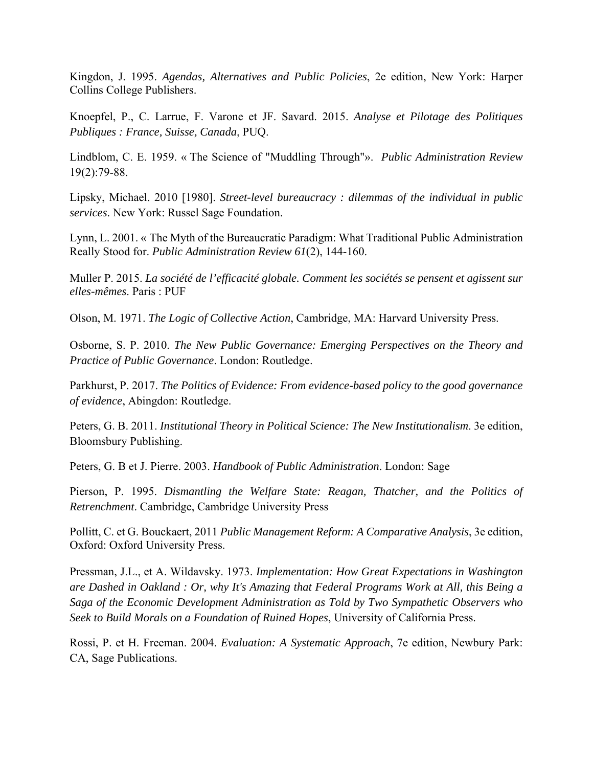Kingdon, J. 1995. *Agendas, Alternatives and Public Policies*, 2e edition, New York: Harper Collins College Publishers.

Knoepfel, P., C. Larrue, F. Varone et JF. Savard. 2015. *Analyse et Pilotage des Politiques Publiques : France, Suisse, Canada*, PUQ.

Lindblom, C. E. 1959. « The Science of "Muddling Through"». *Public Administration Review* 19(2):79-88.

Lipsky, Michael. 2010 [1980]. *Street-level bureaucracy : dilemmas of the individual in public services*. New York: Russel Sage Foundation.

Lynn, L. 2001. « The Myth of the Bureaucratic Paradigm: What Traditional Public Administration Really Stood for. *Public Administration Review 61*(2), 144-160.

Muller P. 2015. *La société de l'efficacité globale. Comment les sociétés se pensent et agissent sur elles-mêmes*. Paris : PUF

Olson, M. 1971. *The Logic of Collective Action*, Cambridge, MA: Harvard University Press.

Osborne, S. P. 2010. *The New Public Governance: Emerging Perspectives on the Theory and Practice of Public Governance*. London: Routledge.

Parkhurst, P. 2017. *The Politics of Evidence: From evidence-based policy to the good governance of evidence*, Abingdon: Routledge.

Peters, G. B. 2011. *Institutional Theory in Political Science: The New Institutionalism*. 3e edition, Bloomsbury Publishing.

Peters, G. B et J. Pierre. 2003. *Handbook of Public Administration*. London: Sage

Pierson, P. 1995. *Dismantling the Welfare State: Reagan, Thatcher, and the Politics of Retrenchment*. Cambridge, Cambridge University Press

Pollitt, C. et G. Bouckaert, 2011 *Public Management Reform: A Comparative Analysis*, 3e edition, Oxford: Oxford University Press.

Pressman, J.L., et A. Wildavsky. 1973. *Implementation: How Great Expectations in Washington are Dashed in Oakland : Or, why It's Amazing that Federal Programs Work at All, this Being a Saga of the Economic Development Administration as Told by Two Sympathetic Observers who Seek to Build Morals on a Foundation of Ruined Hopes*, University of California Press.

Rossi, P. et H. Freeman. 2004. *Evaluation: A Systematic Approach*, 7e edition, Newbury Park: CA, Sage Publications.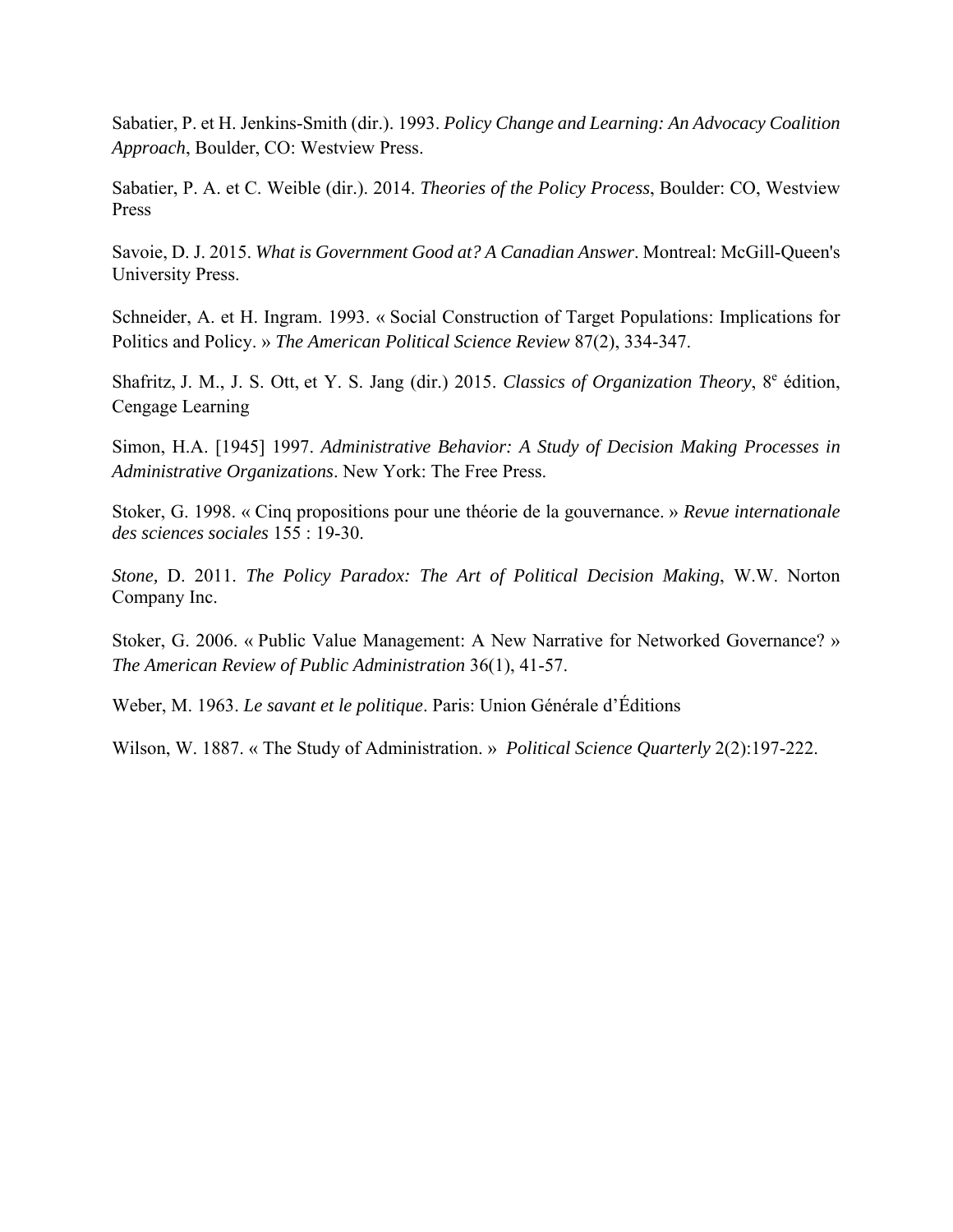Sabatier, P. et H. Jenkins-Smith (dir.). 1993. *Policy Change and Learning: An Advocacy Coalition Approach*, Boulder, CO: Westview Press.

Sabatier, P. A. et C. Weible (dir.). 2014. *Theories of the Policy Process*, Boulder: CO, Westview Press

Savoie, D. J. 2015. *What is Government Good at? A Canadian Answer*. Montreal: McGill-Queen's University Press.

Schneider, A. et H. Ingram. 1993. « Social Construction of Target Populations: Implications for Politics and Policy. » *The American Political Science Review* 87(2), 334-347.

Shafritz, J. M., J. S. Ott, et Y. S. Jang (dir.) 2015. *Classics of Organization Theory*, 8e édition, Cengage Learning

Simon, H.A. [1945] 1997. *Administrative Behavior: A Study of Decision Making Processes in Administrative Organizations*. New York: The Free Press.

Stoker, G. 1998. « Cinq propositions pour une théorie de la gouvernance. » *Revue internationale des sciences sociales* 155 : 19-30.

*Stone,* D. 2011. *The Policy Paradox: The Art of Political Decision Making*, W.W. Norton Company Inc.

Stoker, G. 2006. « Public Value Management: A New Narrative for Networked Governance? » *The American Review of Public Administration* 36(1), 41-57.

Weber, M. 1963. *Le savant et le politique*. Paris: Union Générale d'Éditions

Wilson, W. 1887. « The Study of Administration. » *Political Science Quarterly* 2(2):197-222.